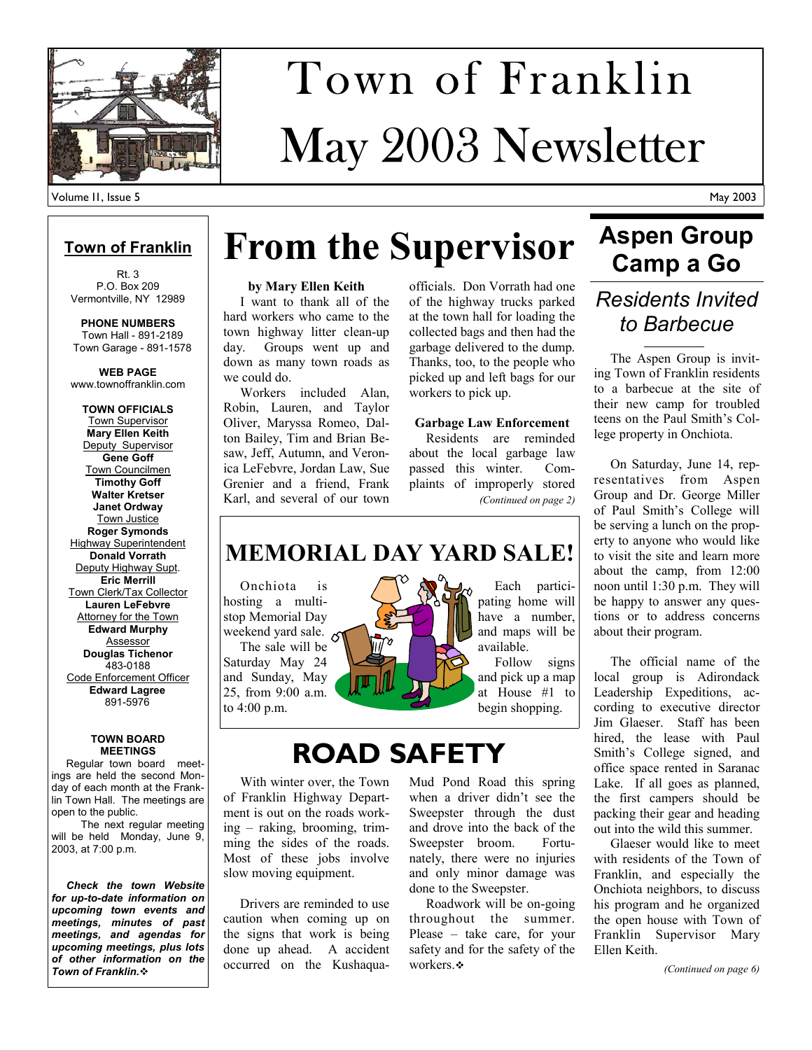# Town of Franklin May 2003 Newsletter

Volume II, Issue 5 — May 2003

## Town of Franklin

Rt. 3
P.O. Box 209
Vermontville, NY 12989

**PHONE NUMBERS**
Town Hall - 891-2189
Town Garage - 891-1578

**WEB PAGE**
www.townoffranklin.com

**TOWN OFFICIALS**

Town Supervisor
**Mary Ellen Keith**

Deputy Supervisor
**Gene Goff**

Town Councilmen
**Timothy Goff**
**Walter Kretser**
**Janet Ordway**

Town Justice
**Roger Symonds**

Highway Superintendent
**Donald Vorrath**

Deputy Highway Supt.
**Eric Merrill**

Town Clerk/Tax Collector
**Lauren LeFebvre**

Attorney for the Town
**Edward Murphy**

Assessor
**Douglas Tichenor**
483-0188

Code Enforcement Officer
**Edward Lagree**
891-5976

**TOWN BOARD MEETINGS**

Regular town board meetings are held the second Monday of each month at the Franklin Town Hall. The meetings are open to the public.

The next regular meeting will be held Monday, June 9, 2003, at 7:00 p.m.

***Check the town Website for up-to-date information on upcoming town events and meetings, minutes of past meetings, and agendas for upcoming meetings, plus lots of other information on the Town of Franklin.❖***

# From the Supervisor

**by Mary Ellen Keith**

I want to thank all of the hard workers who came to the town highway litter clean-up day. Groups went up and down as many town roads as we could do.

Workers included Alan, Robin, Lauren, and Taylor Oliver, Maryssa Romeo, Dalton Bailey, Tim and Brian Besaw, Jeff, Autumn, and Veronica LeFebvre, Jordan Law, Sue Grenier and a friend, Frank Karl, and several of our town officials. Don Vorrath had one of the highway trucks parked at the town hall for loading the collected bags and then had the garbage delivered to the dump. Thanks, too, to the people who picked up and left bags for our workers to pick up.

**Garbage Law Enforcement**

Residents are reminded about the local garbage law passed this winter. Complaints of improperly stored

*(Continued on page 2)*

## MEMORIAL DAY YARD SALE!

Onchiota is hosting a multi-stop Memorial Day weekend yard sale.

The sale will be Saturday May 24 and Sunday, May 25, from 9:00 a.m. to 4:00 p.m.

Each participating home will have a number, and maps will be available.

Follow signs and pick up a map at House #1 to begin shopping.

# ROAD SAFETY

With winter over, the Town of Franklin Highway Department is out on the roads working – raking, brooming, trimming the sides of the roads. Most of these jobs involve slow moving equipment.

Drivers are reminded to use caution when coming up on the signs that work is being done up ahead. A accident occurred on the Kushaqua-Mud Pond Road this spring when a driver didn't see the Sweepster through the dust and drove into the back of the Sweepster broom. Fortunately, there were no injuries and only minor damage was done to the Sweepster.

Roadwork will be on-going throughout the summer. Please – take care, for your safety and for the safety of the workers.❖

# Aspen Group Camp a Go

## *Residents Invited to Barbecue*

The Aspen Group is inviting Town of Franklin residents to a barbecue at the site of their new camp for troubled teens on the Paul Smith's College property in Onchiota.

On Saturday, June 14, representatives from Aspen Group and Dr. George Miller of Paul Smith's College will be serving a lunch on the property to anyone who would like to visit the site and learn more about the camp, from 12:00 noon until 1:30 p.m. They will be happy to answer any questions or to address concerns about their program.

The official name of the local group is Adirondack Leadership Expeditions, according to executive director Jim Glaeser. Staff has been hired, the lease with Paul Smith's College signed, and office space rented in Saranac Lake. If all goes as planned, the first campers should be packing their gear and heading out into the wild this summer.

Glaeser would like to meet with residents of the Town of Franklin, and especially the Onchiota neighbors, to discuss his program and he organized the open house with Town of Franklin Supervisor Mary Ellen Keith.

*(Continued on page 6)*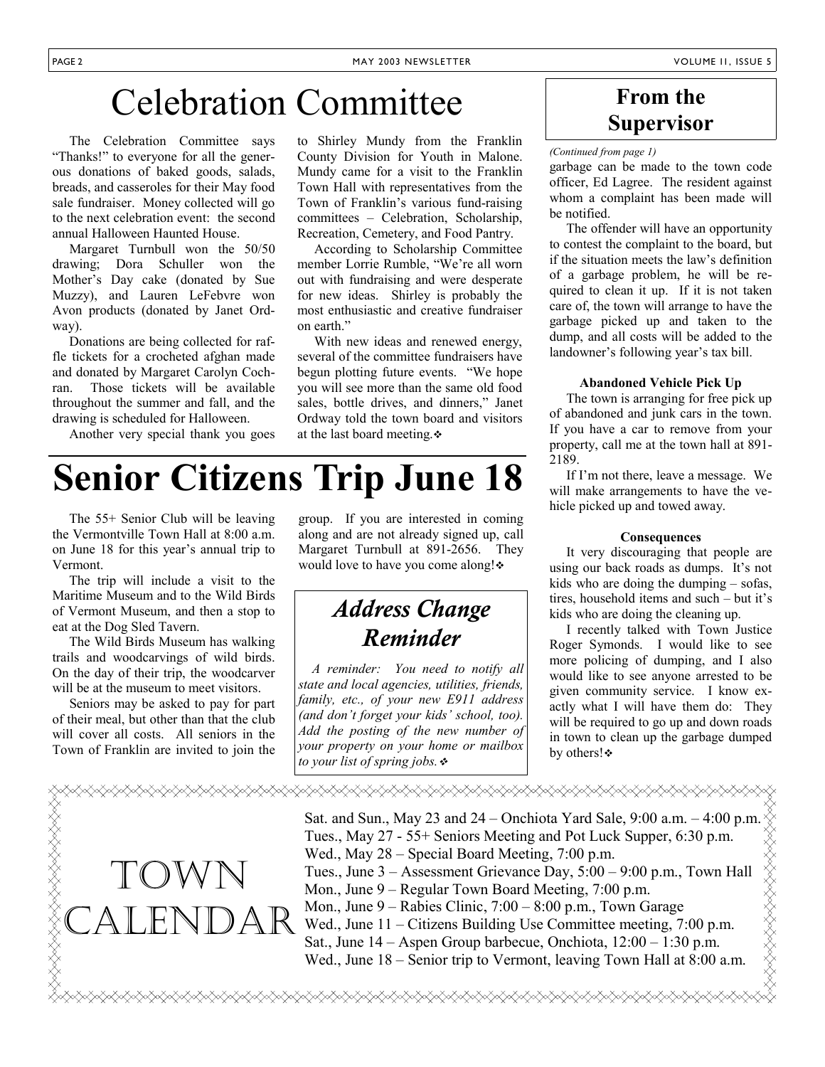# Celebration Committee

The Celebration Committee says "Thanks!" to everyone for all the generous donations of baked goods, salads, breads, and casseroles for their May food sale fundraiser. Money collected will go to the next celebration event: the second annual Halloween Haunted House.

Margaret Turnbull won the 50/50 drawing; Dora Schuller won the Mother's Day cake (donated by Sue Muzzy), and Lauren LeFebvre won Avon products (donated by Janet Ordway).

Donations are being collected for raffle tickets for a crocheted afghan made and donated by Margaret Carolyn Cochran. Those tickets will be available throughout the summer and fall, and the drawing is scheduled for Halloween.

Another very special thank you goes to Shirley Mundy from the Franklin County Division for Youth in Malone. Mundy came for a visit to the Franklin Town Hall with representatives from the Town of Franklin's various fund-raising committees – Celebration, Scholarship, Recreation, Cemetery, and Food Pantry.

According to Scholarship Committee member Lorrie Rumble, "We're all worn out with fundraising and were desperate for new ideas. Shirley is probably the most enthusiastic and creative fundraiser on earth."

With new ideas and renewed energy, several of the committee fundraisers have begun plotting future events. "We hope you will see more than the same old food sales, bottle drives, and dinners," Janet Ordway told the town board and visitors at the last board meeting.❖

# Senior Citizens Trip June 18

The 55+ Senior Club will be leaving the Vermontville Town Hall at 8:00 a.m. on June 18 for this year's annual trip to Vermont.

The trip will include a visit to the Maritime Museum and to the Wild Birds of Vermont Museum, and then a stop to eat at the Dog Sled Tavern.

The Wild Birds Museum has walking trails and woodcarvings of wild birds. On the day of their trip, the woodcarver will be at the museum to meet visitors.

Seniors may be asked to pay for part of their meal, but other than that the club will cover all costs. All seniors in the Town of Franklin are invited to join the group. If you are interested in coming along and are not already signed up, call Margaret Turnbull at 891-2656. They would love to have you come along!❖

## *Address Change Reminder*

*A reminder: You need to notify all state and local agencies, utilities, friends, family, etc., of your new E911 address (and don't forget your kids' school, too). Add the posting of the new number of your property on your home or mailbox to your list of spring jobs.*❖

## From the Supervisor

*(Continued from page 1)*

garbage can be made to the town code officer, Ed Lagree. The resident against whom a complaint has been made will be notified.

The offender will have an opportunity to contest the complaint to the board, but if the situation meets the law's definition of a garbage problem, he will be required to clean it up. If it is not taken care of, the town will arrange to have the garbage picked up and taken to the dump, and all costs will be added to the landowner's following year's tax bill.

**Abandoned Vehicle Pick Up**

The town is arranging for free pick up of abandoned and junk cars in the town. If you have a car to remove from your property, call me at the town hall at 891-2189.

If I'm not there, leave a message. We will make arrangements to have the vehicle picked up and towed away.

**Consequences**

It very discouraging that people are using our back roads as dumps. It's not kids who are doing the dumping – sofas, tires, household items and such – but it's kids who are doing the cleaning up.

I recently talked with Town Justice Roger Symonds. I would like to see more policing of dumping, and I also would like to see anyone arrested to be given community service. I know exactly what I will have them do: They will be required to go up and down roads in town to clean up the garbage dumped by others!❖

## Town Calendar

Sat. and Sun., May 23 and 24 – Onchiota Yard Sale, 9:00 a.m. – 4:00 p.m.
Tues., May 27 - 55+ Seniors Meeting and Pot Luck Supper, 6:30 p.m.
Wed., May 28 – Special Board Meeting, 7:00 p.m.
Tues., June 3 – Assessment Grievance Day, 5:00 – 9:00 p.m., Town Hall
Mon., June 9 – Regular Town Board Meeting, 7:00 p.m.
Mon., June 9 – Rabies Clinic, 7:00 – 8:00 p.m., Town Garage
Wed., June 11 – Citizens Building Use Committee meeting, 7:00 p.m.
Sat., June 14 – Aspen Group barbecue, Onchiota, 12:00 – 1:30 p.m.
Wed., June 18 – Senior trip to Vermont, leaving Town Hall at 8:00 a.m.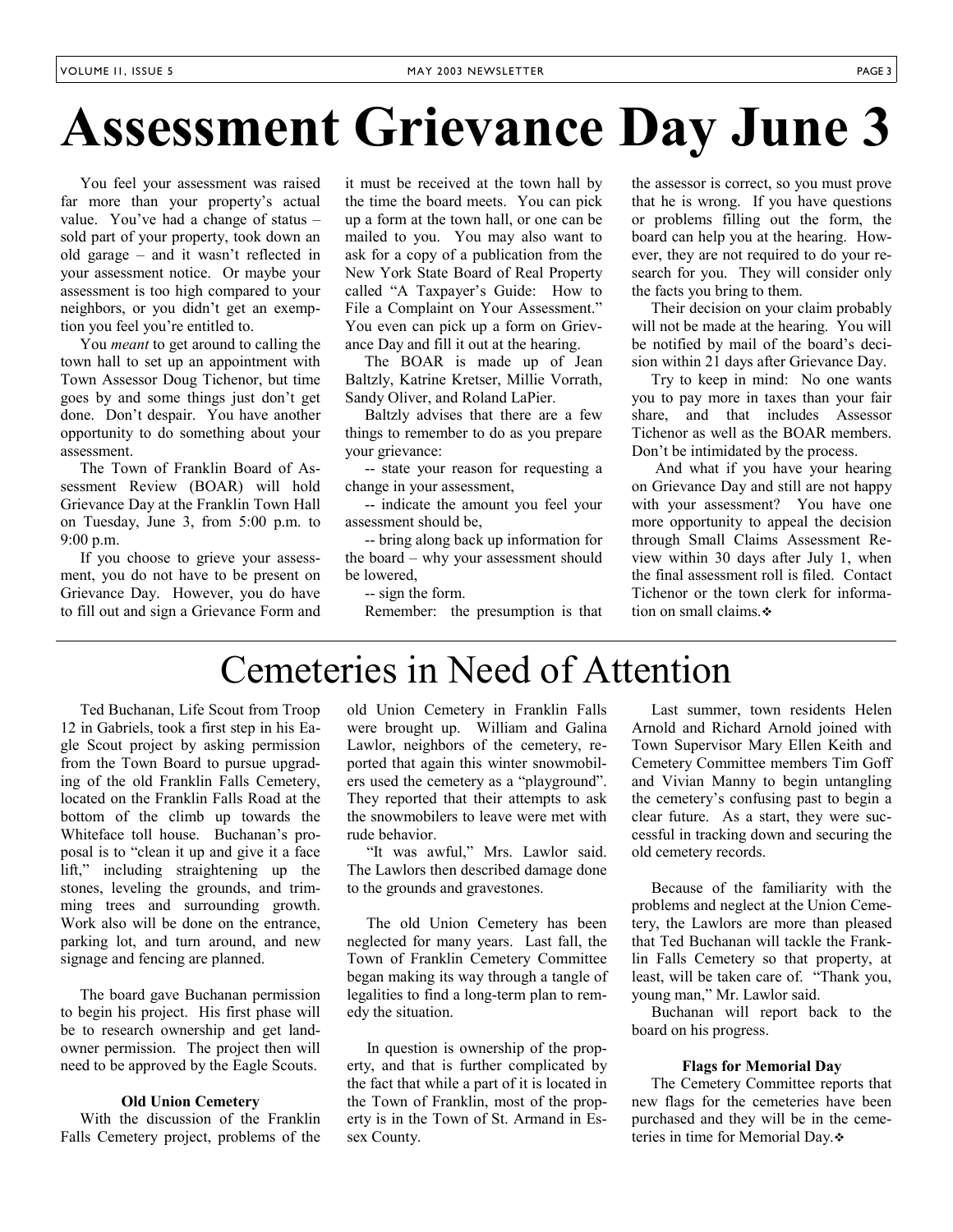# Assessment Grievance Day June 3

You feel your assessment was raised far more than your property's actual value. You've had a change of status – sold part of your property, took down an old garage – and it wasn't reflected in your assessment notice. Or maybe your assessment is too high compared to your neighbors, or you didn't get an exemption you feel you're entitled to.

You *meant* to get around to calling the town hall to set up an appointment with Town Assessor Doug Tichenor, but time goes by and some things just don't get done. Don't despair. You have another opportunity to do something about your assessment.

The Town of Franklin Board of Assessment Review (BOAR) will hold Grievance Day at the Franklin Town Hall on Tuesday, June 3, from 5:00 p.m. to 9:00 p.m.

If you choose to grieve your assessment, you do not have to be present on Grievance Day. However, you do have to fill out and sign a Grievance Form and it must be received at the town hall by the time the board meets. You can pick up a form at the town hall, or one can be mailed to you. You may also want to ask for a copy of a publication from the New York State Board of Real Property called "A Taxpayer's Guide: How to File a Complaint on Your Assessment." You even can pick up a form on Grievance Day and fill it out at the hearing.

The BOAR is made up of Jean Baltzly, Katrine Kretser, Millie Vorrath, Sandy Oliver, and Roland LaPier.

Baltzly advises that there are a few things to remember to do as you prepare your grievance:

-- state your reason for requesting a change in your assessment,

-- indicate the amount you feel your assessment should be,

-- bring along back up information for the board – why your assessment should be lowered,

-- sign the form.

Remember: the presumption is that the assessor is correct, so you must prove that he is wrong. If you have questions or problems filling out the form, the board can help you at the hearing. However, they are not required to do your research for you. They will consider only the facts you bring to them.

Their decision on your claim probably will not be made at the hearing. You will be notified by mail of the board's decision within 21 days after Grievance Day.

Try to keep in mind: No one wants you to pay more in taxes than your fair share, and that includes Assessor Tichenor as well as the BOAR members. Don't be intimidated by the process.

And what if you have your hearing on Grievance Day and still are not happy with your assessment? You have one more opportunity to appeal the decision through Small Claims Assessment Review within 30 days after July 1, when the final assessment roll is filed. Contact Tichenor or the town clerk for information on small claims.❖

# Cemeteries in Need of Attention

Ted Buchanan, Life Scout from Troop 12 in Gabriels, took a first step in his Eagle Scout project by asking permission from the Town Board to pursue upgrading of the old Franklin Falls Cemetery, located on the Franklin Falls Road at the bottom of the climb up towards the Whiteface toll house. Buchanan's proposal is to "clean it up and give it a face lift," including straightening up the stones, leveling the grounds, and trimming trees and surrounding growth. Work also will be done on the entrance, parking lot, and turn around, and new signage and fencing are planned.

The board gave Buchanan permission to begin his project. His first phase will be to research ownership and get landowner permission. The project then will need to be approved by the Eagle Scouts.

**Old Union Cemetery**

With the discussion of the Franklin Falls Cemetery project, problems of the old Union Cemetery in Franklin Falls were brought up. William and Galina Lawlor, neighbors of the cemetery, reported that again this winter snowmobilers used the cemetery as a "playground". They reported that their attempts to ask the snowmobilers to leave were met with rude behavior.

"It was awful," Mrs. Lawlor said. The Lawlors then described damage done to the grounds and gravestones.

The old Union Cemetery has been neglected for many years. Last fall, the Town of Franklin Cemetery Committee began making its way through a tangle of legalities to find a long-term plan to remedy the situation.

In question is ownership of the property, and that is further complicated by the fact that while a part of it is located in the Town of Franklin, most of the property is in the Town of St. Armand in Essex County.

Last summer, town residents Helen Arnold and Richard Arnold joined with Town Supervisor Mary Ellen Keith and Cemetery Committee members Tim Goff and Vivian Manny to begin untangling the cemetery's confusing past to begin a clear future. As a start, they were successful in tracking down and securing the old cemetery records.

Because of the familiarity with the problems and neglect at the Union Cemetery, the Lawlors are more than pleased that Ted Buchanan will tackle the Franklin Falls Cemetery so that property, at least, will be taken care of. "Thank you, young man," Mr. Lawlor said.

Buchanan will report back to the board on his progress.

**Flags for Memorial Day**

The Cemetery Committee reports that new flags for the cemeteries have been purchased and they will be in the cemeteries in time for Memorial Day.❖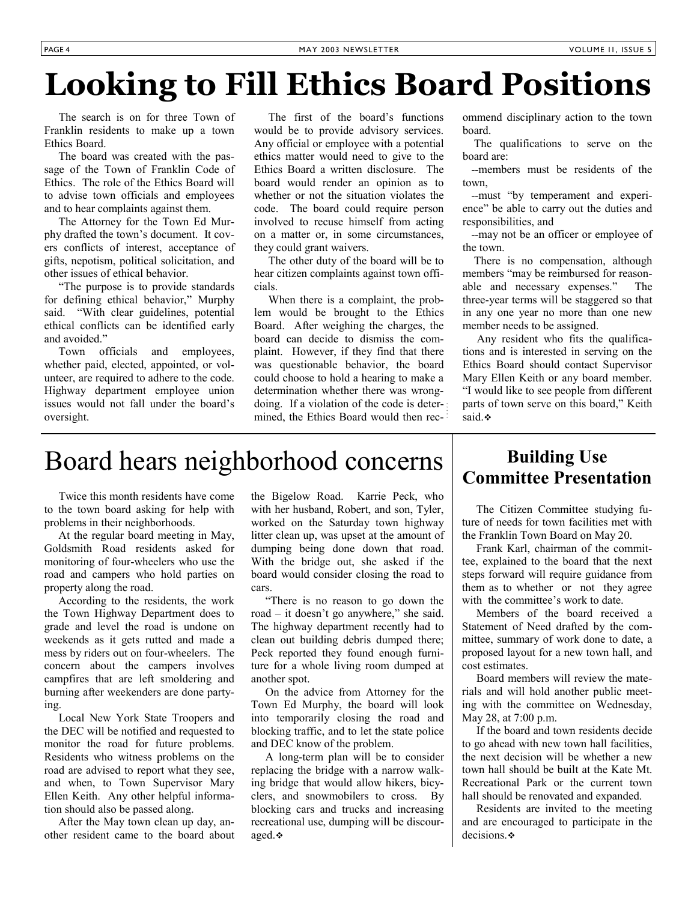# Looking to Fill Ethics Board Positions

The search is on for three Town of Franklin residents to make up a town Ethics Board.

The board was created with the passage of the Town of Franklin Code of Ethics. The role of the Ethics Board will to advise town officials and employees and to hear complaints against them.

The Attorney for the Town Ed Murphy drafted the town's document. It covers conflicts of interest, acceptance of gifts, nepotism, political solicitation, and other issues of ethical behavior.

"The purpose is to provide standards for defining ethical behavior," Murphy said. "With clear guidelines, potential ethical conflicts can be identified early and avoided."

Town officials and employees, whether paid, elected, appointed, or volunteer, are required to adhere to the code. Highway department employee union issues would not fall under the board's oversight.

The first of the board's functions would be to provide advisory services. Any official or employee with a potential ethics matter would need to give to the Ethics Board a written disclosure. The board would render an opinion as to whether or not the situation violates the code. The board could require person involved to recuse himself from acting on a matter or, in some circumstances, they could grant waivers.

The other duty of the board will be to hear citizen complaints against town officials.

When there is a complaint, the problem would be brought to the Ethics Board. After weighing the charges, the board can decide to dismiss the complaint. However, if they find that there was questionable behavior, the board could choose to hold a hearing to make a determination whether there was wrongdoing. If a violation of the code is determined, the Ethics Board would then recommend disciplinary action to the town board.

The qualifications to serve on the board are:

--members must be residents of the town,

--must "by temperament and experience" be able to carry out the duties and responsibilities, and

--may not be an officer or employee of the town.

There is no compensation, although members "may be reimbursed for reasonable and necessary expenses." The three-year terms will be staggered so that in any one year no more than one new member needs to be assigned.

Any resident who fits the qualifications and is interested in serving on the Ethics Board should contact Supervisor Mary Ellen Keith or any board member. "I would like to see people from different parts of town serve on this board," Keith said.❖

# Board hears neighborhood concerns

Twice this month residents have come to the town board asking for help with problems in their neighborhoods.

At the regular board meeting in May, Goldsmith Road residents asked for monitoring of four-wheelers who use the road and campers who hold parties on property along the road.

According to the residents, the work the Town Highway Department does to grade and level the road is undone on weekends as it gets rutted and made a mess by riders out on four-wheelers. The concern about the campers involves campfires that are left smoldering and burning after weekenders are done partying.

Local New York State Troopers and the DEC will be notified and requested to monitor the road for future problems. Residents who witness problems on the road are advised to report what they see, and when, to Town Supervisor Mary Ellen Keith. Any other helpful information should also be passed along.

After the May town clean up day, another resident came to the board about the Bigelow Road. Karrie Peck, who with her husband, Robert, and son, Tyler, worked on the Saturday town highway litter clean up, was upset at the amount of dumping being done down that road. With the bridge out, she asked if the board would consider closing the road to cars.

"There is no reason to go down the road – it doesn't go anywhere," she said. The highway department recently had to clean out building debris dumped there; Peck reported they found enough furniture for a whole living room dumped at another spot.

On the advice from Attorney for the Town Ed Murphy, the board will look into temporarily closing the road and blocking traffic, and to let the state police and DEC know of the problem.

A long-term plan will be to consider replacing the bridge with a narrow walking bridge that would allow hikers, bicyclers, and snowmobilers to cross. By blocking cars and trucks and increasing recreational use, dumping will be discouraged.❖

## Building Use Committee Presentation

The Citizen Committee studying future of needs for town facilities met with the Franklin Town Board on May 20.

Frank Karl, chairman of the committee, explained to the board that the next steps forward will require guidance from them as to whether or not they agree with the committee's work to date.

Members of the board received a Statement of Need drafted by the committee, summary of work done to date, a proposed layout for a new town hall, and cost estimates.

Board members will review the materials and will hold another public meeting with the committee on Wednesday, May 28, at 7:00 p.m.

If the board and town residents decide to go ahead with new town hall facilities, the next decision will be whether a new town hall should be built at the Kate Mt. Recreational Park or the current town hall should be renovated and expanded.

Residents are invited to the meeting and are encouraged to participate in the decisions.❖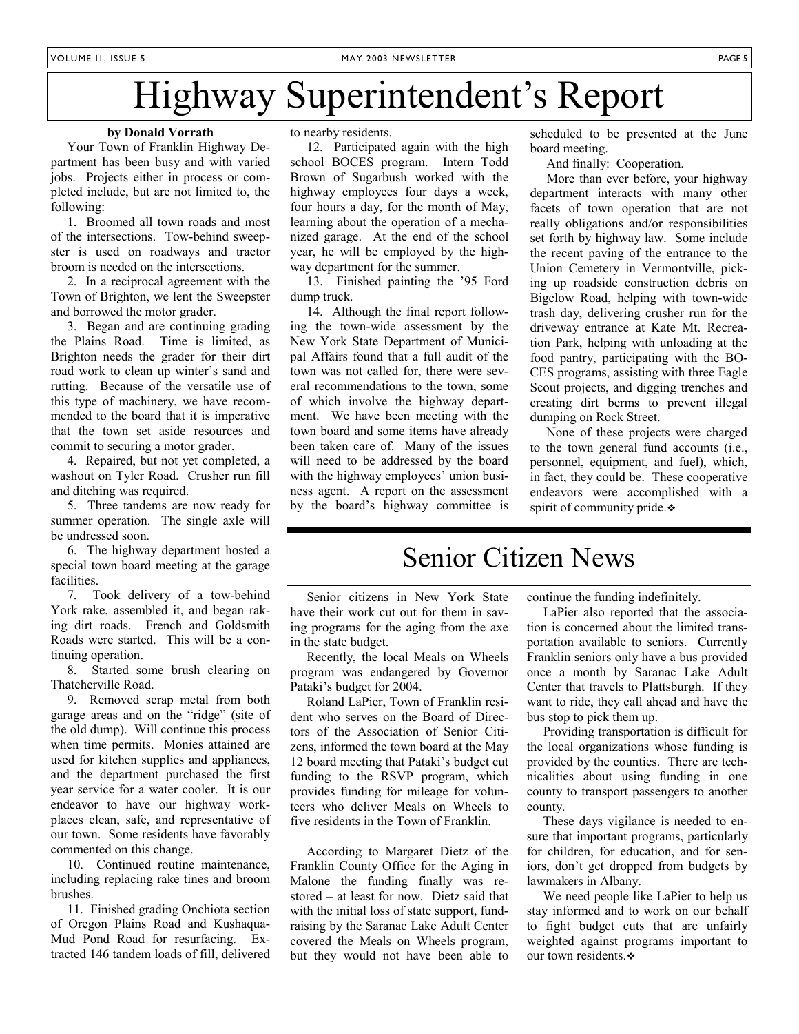# Highway Superintendent's Report

**by Donald Vorrath**

Your Town of Franklin Highway Department has been busy and with varied jobs. Projects either in process or completed include, but are not limited to, the following:

1. Broomed all town roads and most of the intersections. Tow-behind sweepster is used on roadways and tractor broom is needed on the intersections.

2. In a reciprocal agreement with the Town of Brighton, we lent the Sweepster and borrowed the motor grader.

3. Began and are continuing grading the Plains Road. Time is limited, as Brighton needs the grader for their dirt road work to clean up winter's sand and rutting. Because of the versatile use of this type of machinery, we have recommended to the board that it is imperative that the town set aside resources and commit to securing a motor grader.

4. Repaired, but not yet completed, a washout on Tyler Road. Crusher run fill and ditching was required.

5. Three tandems are now ready for summer operation. The single axle will be undressed soon.

6. The highway department hosted a special town board meeting at the garage facilities.

7. Took delivery of a tow-behind York rake, assembled it, and began raking dirt roads. French and Goldsmith Roads were started. This will be a continuing operation.

8. Started some brush clearing on Thatcherville Road.

9. Removed scrap metal from both garage areas and on the "ridge" (site of the old dump). Will continue this process when time permits. Monies attained are used for kitchen supplies and appliances, and the department purchased the first year service for a water cooler. It is our endeavor to have our highway workplaces clean, safe, and representative of our town. Some residents have favorably commented on this change.

10. Continued routine maintenance, including replacing rake tines and broom brushes.

11. Finished grading Onchiota section of Oregon Plains Road and Kushaqua-Mud Pond Road for resurfacing. Extracted 146 tandem loads of fill, delivered to nearby residents.

12. Participated again with the high school BOCES program. Intern Todd Brown of Sugarbush worked with the highway employees four days a week, four hours a day, for the month of May, learning about the operation of a mechanized garage. At the end of the school year, he will be employed by the highway department for the summer.

13. Finished painting the '95 Ford dump truck.

14. Although the final report following the town-wide assessment by the New York State Department of Municipal Affairs found that a full audit of the town was not called for, there were several recommendations to the town, some of which involve the highway department. We have been meeting with the town board and some items have already been taken care of. Many of the issues will need to be addressed by the board with the highway employees' union business agent. A report on the assessment by the board's highway committee is scheduled to be presented at the June board meeting.

And finally: Cooperation.

More than ever before, your highway department interacts with many other facets of town operation that are not really obligations and/or responsibilities set forth by highway law. Some include the recent paving of the entrance to the Union Cemetery in Vermontville, picking up roadside construction debris on Bigelow Road, helping with town-wide trash day, delivering crusher run for the driveway entrance at Kate Mt. Recreation Park, helping with unloading at the food pantry, participating with the BOCES programs, assisting with three Eagle Scout projects, and digging trenches and creating dirt berms to prevent illegal dumping on Rock Street.

None of these projects were charged to the town general fund accounts (i.e., personnel, equipment, and fuel), which, in fact, they could be. These cooperative endeavors were accomplished with a spirit of community pride.❖

# Senior Citizen News

Senior citizens in New York State have their work cut out for them in saving programs for the aging from the axe in the state budget.

Recently, the local Meals on Wheels program was endangered by Governor Pataki's budget for 2004.

Roland LaPier, Town of Franklin resident who serves on the Board of Directors of the Association of Senior Citizens, informed the town board at the May 12 board meeting that Pataki's budget cut funding to the RSVP program, which provides funding for mileage for volunteers who deliver Meals on Wheels to five residents in the Town of Franklin.

According to Margaret Dietz of the Franklin County Office for the Aging in Malone the funding finally was restored – at least for now. Dietz said that with the initial loss of state support, fundraising by the Saranac Lake Adult Center covered the Meals on Wheels program, but they would not have been able to continue the funding indefinitely.

LaPier also reported that the association is concerned about the limited transportation available to seniors. Currently Franklin seniors only have a bus provided once a month by Saranac Lake Adult Center that travels to Plattsburgh. If they want to ride, they call ahead and have the bus stop to pick them up.

Providing transportation is difficult for the local organizations whose funding is provided by the counties. There are technicalities about using funding in one county to transport passengers to another county.

These days vigilance is needed to ensure that important programs, particularly for children, for education, and for seniors, don't get dropped from budgets by lawmakers in Albany.

We need people like LaPier to help us stay informed and to work on our behalf to fight budget cuts that are unfairly weighted against programs important to our town residents.❖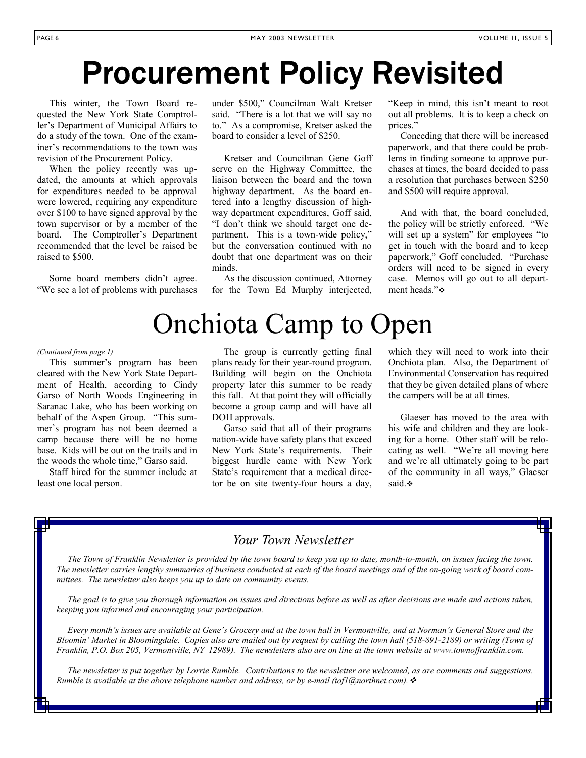# Procurement Policy Revisited

This winter, the Town Board requested the New York State Comptroller's Department of Municipal Affairs to do a study of the town. One of the examiner's recommendations to the town was revision of the Procurement Policy.

When the policy recently was updated, the amounts at which approvals for expenditures needed to be approval were lowered, requiring any expenditure over $100 to have signed approval by the town supervisor or by a member of the board. The Comptroller's Department recommended that the level be raised be raised to $500.

Some board members didn't agree. "We see a lot of problems with purchases under $500," Councilman Walt Kretser said. "There is a lot that we will say no to." As a compromise, Kretser asked the board to consider a level of $250.

Kretser and Councilman Gene Goff serve on the Highway Committee, the liaison between the board and the town highway department. As the board entered into a lengthy discussion of highway department expenditures, Goff said, "I don't think we should target one department. This is a town-wide policy," but the conversation continued with no doubt that one department was on their minds.

As the discussion continued, Attorney for the Town Ed Murphy interjected, "Keep in mind, this isn't meant to root out all problems. It is to keep a check on prices."

Conceding that there will be increased paperwork, and that there could be problems in finding someone to approve purchases at times, the board decided to pass a resolution that purchases between $250 and $500 will require approval.

And with that, the board concluded, the policy will be strictly enforced. "We will set up a system" for employees "to get in touch with the board and to keep paperwork," Goff concluded. "Purchase orders will need to be signed in every case. Memos will go out to all department heads."❖

# Onchiota Camp to Open

*(Continued from page 1)*

This summer's program has been cleared with the New York State Department of Health, according to Cindy Garso of North Woods Engineering in Saranac Lake, who has been working on behalf of the Aspen Group. "This summer's program has not been deemed a camp because there will be no home base. Kids will be out on the trails and in the woods the whole time," Garso said.

Staff hired for the summer include at least one local person.

The group is currently getting final plans ready for their year-round program. Building will begin on the Onchiota property later this summer to be ready this fall. At that point they will officially become a group camp and will have all DOH approvals.

Garso said that all of their programs nation-wide have safety plans that exceed New York State's requirements. Their biggest hurdle came with New York State's requirement that a medical director be on site twenty-four hours a day, which they will need to work into their Onchiota plan. Also, the Department of Environmental Conservation has required that they be given detailed plans of where the campers will be at all times.

Glaeser has moved to the area with his wife and children and they are looking for a home. Other staff will be relocating as well. "We're all moving here and we're all ultimately going to be part of the community in all ways," Glaeser said.❖

## *Your Town Newsletter*

*The Town of Franklin Newsletter is provided by the town board to keep you up to date, month-to-month, on issues facing the town. The newsletter carries lengthy summaries of business conducted at each of the board meetings and of the on-going work of board committees. The newsletter also keeps you up to date on community events.*

*The goal is to give you thorough information on issues and directions before as well as after decisions are made and actions taken, keeping you informed and encouraging your participation.*

*Every month's issues are available at Gene's Grocery and at the town hall in Vermontville, and at Norman's General Store and the Bloomin' Market in Bloomingdale. Copies also are mailed out by request by calling the town hall (518-891-2189) or writing (Town of Franklin, P.O. Box 205, Vermontville, NY 12989). The newsletters also are on line at the town website at www.townoffranklin.com.*

*The newsletter is put together by Lorrie Rumble. Contributions to the newsletter are welcomed, as are comments and suggestions. Rumble is available at the above telephone number and address, or by e-mail (tof1@northnet.com).* ❖